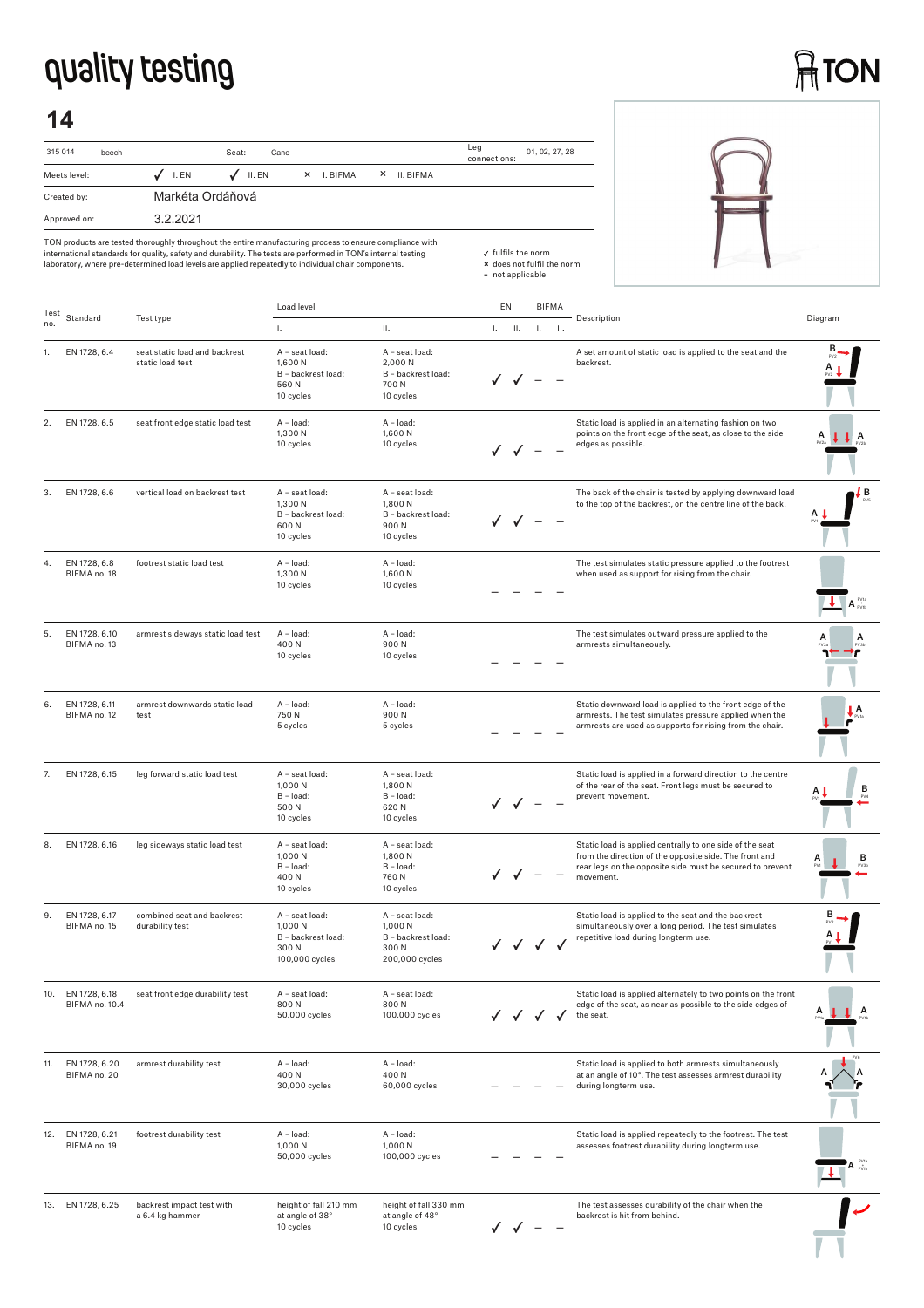# quality testing

TON

## 14

| 315 014 | beech | Seat: | Cane | Leg connections: | 01, 02, 27, 28 |
|---|---|---|---|---|---|
| Meets level: | ✓ I. EN | ✓ II. EN | × I. BIFMA | × II. BIFMA | |
| Created by: | Markéta Ordáňová | | | | |
| Approved on: | 3.2.2021 | | | | |

TON products are tested thoroughly throughout the entire manufacturing process to ensure compliance with international standards for quality, safety and durability. The tests are performed in TON's internal testing laboratory, where pre-determined load levels are applied repeatedly to individual chair components.

✓ fulfils the norm
× does not fulfil the norm
– not applicable

| Test no. | Standard | Test type | Load level I. | Load level II. | EN I. | EN II. | BIFMA I. | BIFMA II. | Description |
|---|---|---|---|---|---|---|---|---|---|
| 1. | EN 1728, 6.4 | seat static load and backrest static load test | A – seat load: 1,600 N<br>B – backrest load: 560 N<br>10 cycles | A – seat load: 2,000 N<br>B – backrest load: 700 N<br>10 cycles | ✓ | ✓ | – | – | A set amount of static load is applied to the seat and the backrest. |
| 2. | EN 1728, 6.5 | seat front edge static load test | A – load: 1,300 N<br>10 cycles | A – load: 1,600 N<br>10 cycles | ✓ | ✓ | – | – | Static load is applied in an alternating fashion on two points on the front edge of the seat, as close to the side edges as possible. |
| 3. | EN 1728, 6.6 | vertical load on backrest test | A – seat load: 1,300 N<br>B – backrest load: 600 N<br>10 cycles | A – seat load: 1,800 N<br>B – backrest load: 900 N<br>10 cycles | ✓ | ✓ | – | – | The back of the chair is tested by applying downward load to the top of the backrest, on the centre line of the back. |
| 4. | EN 1728, 6.8<br>BIFMA no. 18 | footrest static load test | A – load: 1,300 N<br>10 cycles | A – load: 1,600 N<br>10 cycles | – | – | – | – | The test simulates static pressure applied to the footrest when used as support for rising from the chair. |
| 5. | EN 1728, 6.10<br>BIFMA no. 13 | armrest sideways static load test | A – load: 400 N<br>10 cycles | A – load: 900 N<br>10 cycles | – | – | – | – | The test simulates outward pressure applied to the armrests simultaneously. |
| 6. | EN 1728, 6.11<br>BIFMA no. 12 | armrest downwards static load test | A – load: 750 N<br>5 cycles | A – load: 900 N<br>5 cycles | – | – | – | – | Static downward load is applied to the front edge of the armrests. The test simulates pressure applied when the armrests are used as supports for rising from the chair. |
| 7. | EN 1728, 6.15 | leg forward static load test | A – seat load: 1,000 N<br>B – load: 500 N<br>10 cycles | A – seat load: 1,800 N<br>B – load: 620 N<br>10 cycles | ✓ | ✓ | – | – | Static load is applied in a forward direction to the centre of the rear of the seat. Front legs must be secured to prevent movement. |
| 8. | EN 1728, 6.16 | leg sideways static load test | A – seat load: 1,000 N<br>B – load: 400 N<br>10 cycles | A – seat load: 1,800 N<br>B – load: 760 N<br>10 cycles | ✓ | ✓ | – | – | Static load is applied centrally to one side of the seat from the direction of the opposite side. The front and rear legs on the opposite side must be secured to prevent movement. |
| 9. | EN 1728, 6.17<br>BIFMA no. 15 | combined seat and backrest durability test | A – seat load: 1,000 N<br>B – backrest load: 300 N<br>100,000 cycles | A – seat load: 1,000 N<br>B – backrest load: 300 N<br>200,000 cycles | ✓ | ✓ | ✓ | ✓ | Static load is applied to the seat and the backrest simultaneously over a long period. The test simulates repetitive load during longterm use. |
| 10. | EN 1728, 6.18<br>BIFMA no. 10.4 | seat front edge durability test | A – seat load: 800 N<br>50,000 cycles | A – seat load: 800 N<br>100,000 cycles | ✓ | ✓ | ✓ | ✓ | Static load is applied alternately to two points on the front edge of the seat, as near as possible to the side edges of the seat. |
| 11. | EN 1728, 6.20<br>BIFMA no. 20 | armrest durability test | A – load: 400 N<br>30,000 cycles | A – load: 400 N<br>60,000 cycles | – | – | – | – | Static load is applied to both armrests simultaneously at an angle of 10°. The test assesses armrest durability during longterm use. |
| 12. | EN 1728, 6.21<br>BIFMA no. 19 | footrest durability test | A – load: 1,000 N<br>50,000 cycles | A – load: 1,000 N<br>100,000 cycles | – | – | – | – | Static load is applied repeatedly to the footrest. The test assesses footrest durability during longterm use. |
| 13. | EN 1728, 6.25 | backrest impact test with a 6.4 kg hammer | height of fall 210 mm at angle of 38°<br>10 cycles | height of fall 330 mm at angle of 48°<br>10 cycles | ✓ | ✓ | – | – | The test assesses durability of the chair when the backrest is hit from behind. |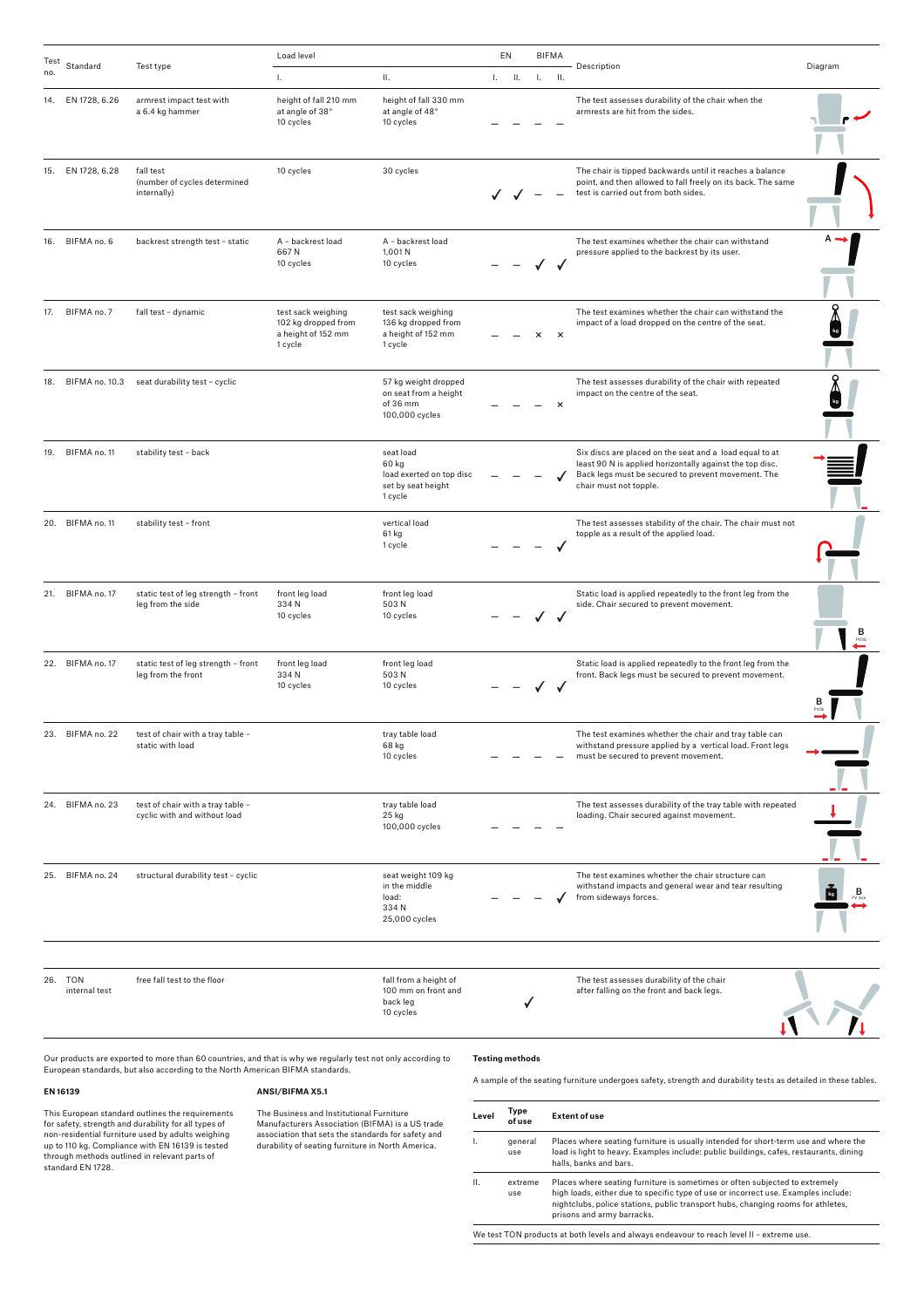| Test no. | Standard | Test type | Load level I. | Load level II. | EN I. | EN II. | BIFMA I. | BIFMA II. | Description | Diagram |
|---|---|---|---|---|---|---|---|---|---|---|
| 14. | EN 1728, 6.26 | armrest impact test with a 6.4 kg hammer | height of fall 210 mm at angle of 38° 10 cycles | height of fall 330 mm at angle of 48° 10 cycles | – | – | – | – | The test assesses durability of the chair when the armrests are hit from the sides. | |
| 15. | EN 1728, 6.28 | fall test (number of cycles determined internally) | 10 cycles | 30 cycles | ✓ | ✓ | – | – | The chair is tipped backwards until it reaches a balance point, and then allowed to fall freely on its back. The same test is carried out from both sides. | |
| 16. | BIFMA no. 6 | backrest strength test – static | A – backrest load 667 N 10 cycles | A – backrest load 1,001 N 10 cycles | – | – | ✓ | ✓ | The test examines whether the chair can withstand pressure applied to the backrest by its user. | A |
| 17. | BIFMA no. 7 | fall test – dynamic | test sack weighing 102 kg dropped from a height of 152 mm 1 cycle | test sack weighing 136 kg dropped from a height of 152 mm 1 cycle | – | – | × | × | The test examines whether the chair can withstand the impact of a load dropped on the centre of the seat. | kg |
| 18. | BIFMA no. 10.3 | seat durability test – cyclic | | 57 kg weight dropped on seat from a height of 36 mm 100,000 cycles | – | – | – | × | The test assesses durability of the chair with repeated impact on the centre of the seat. | kg |
| 19. | BIFMA no. 11 | stability test – back | | seat load 60 kg load exerted on top disc set by seat height 1 cycle | – | – | – | ✓ | Six discs are placed on the seat and a load equal to at least 90 N is applied horizontally against the top disc. Back legs must be secured to prevent movement. The chair must not topple. | |
| 20. | BIFMA no. 11 | stability test – front | | vertical load 61 kg 1 cycle | – | – | – | ✓ | The test assesses stability of the chair. The chair must not topple as a result of the applied load. | |
| 21. | BIFMA no. 17 | static test of leg strength – front leg from the side | front leg load 334 N 10 cycles | front leg load 503 N 10 cycles | – | – | ✓ | ✓ | Static load is applied repeatedly to the front leg from the side. Chair secured to prevent movement. | B PV3b |
| 22. | BIFMA no. 17 | static test of leg strength – front leg from the front | front leg load 334 N 10 cycles | front leg load 503 N 10 cycles | – | – | ✓ | ✓ | Static load is applied repeatedly to the front leg from the front. Back legs must be secured to prevent movement. | B PV3b |
| 23. | BIFMA no. 22 | test of chair with a tray table – static with load | | tray table load 68 kg 10 cycles | – | – | – | – | The test examines whether the chair and tray table can withstand pressure applied by a vertical load. Front legs must be secured to prevent movement. | |
| 24. | BIFMA no. 23 | test of chair with a tray table – cyclic with and without load | | tray table load 25 kg 100,000 cycles | – | – | – | – | The test assesses durability of the tray table with repeated loading. Chair secured against movement. | |
| 25. | BIFMA no. 24 | structural durability test – cyclic | | seat weight 109 kg in the middle load: 334 N 25,000 cycles | – | – | – | ✓ | The test examines whether the chair structure can withstand impacts and general wear and tear resulting from sideways forces. | kg B PV 3a4 |
| 26. | TON internal test | free fall test to the floor | | fall from a height of 100 mm on front and back leg 10 cycles | | ✓ | | | The test assesses durability of the chair after falling on the front and back legs. | |

Our products are exported to more than 60 countries, and that is why we regularly test not only according to European standards, but also according to the North American BIFMA standards.

**EN 16139**

This European standard outlines the requirements for safety, strength and durability for all types of non-residential furniture used by adults weighing up to 110 kg. Compliance with EN 16139 is tested through methods outlined in relevant parts of standard EN 1728.

**ANSI/BIFMA X5.1**

The Business and Institutional Furniture Manufacturers Association (BIFMA) is a US trade association that sets the standards for safety and durability of seating furniture in North America.

**Testing methods**

A sample of the seating furniture undergoes safety, strength and durability tests as detailed in these tables.

| Level | Type of use | Extent of use |
|---|---|---|
| I. | general use | Places where seating furniture is usually intended for short-term use and where the load is light to heavy. Examples include: public buildings, cafes, restaurants, dining halls, banks and bars. |
| II. | extreme use | Places where seating furniture is sometimes or often subjected to extremely high loads, either due to specific type of use or incorrect use. Examples include: nightclubs, police stations, public transport hubs, changing rooms for athletes, prisons and army barracks. |

We test TON products at both levels and always endeavour to reach level II – extreme use.